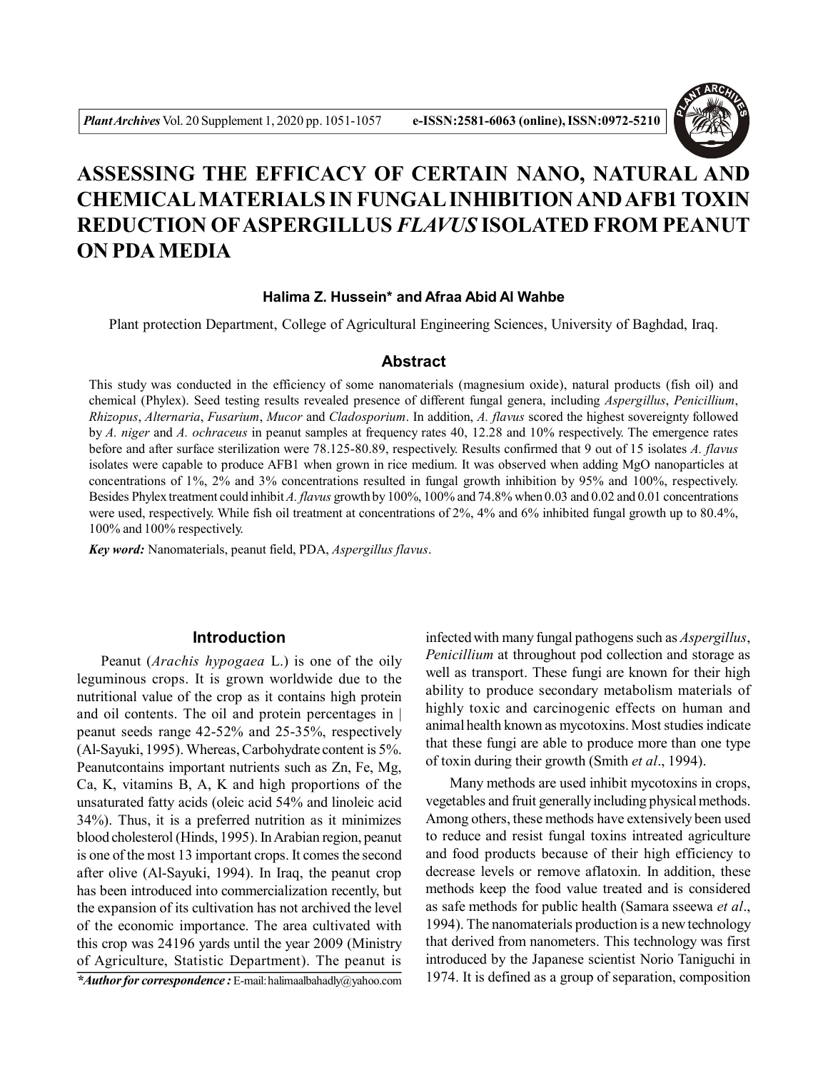# ASSESSING THE EFFICACY OF CERTAIN NANO, NATURAL AND CHEMICAL MATERIALS IN FUNGAL INHIBITION AND AFB1 TOXIN REDUCTION OF ASPERGILLUS *FLAVUS* ISOLATED FROM PEANUT ON PDA MEDIA

**Halima Z. Hussein* and Afraa Abid Al Wahbe**

Plant protection Department, College of Agricultural Engineering Sciences, University of Baghdad, Iraq.

## Abstract

This study was conducted in the efficiency of some nanomaterials (magnesium oxide), natural products (fish oil) and chemical (Phylex). Seed testing results revealed presence of different fungal genera, including *Aspergillus*, *Penicillium*, *Rhizopus*, *Alternaria*, *Fusarium*, *Mucor* and *Cladosporium*. In addition, *A. flavus* scored the highest sovereignty followed by *A. niger* and *A. ochraceus* in peanut samples at frequency rates 40, 12.28 and 10% respectively. The emergence rates before and after surface sterilization were 78.125-80.89, respectively. Results confirmed that 9 out of 15 isolates *A. flavus* isolates were capable to produce AFB1 when grown in rice medium. It was observed when adding MgO nanoparticles at concentrations of 1%, 2% and 3% concentrations resulted in fungal growth inhibition by 95% and 100%, respectively. Besides Phylex treatment could inhibit *A. flavus* growth by 100%, 100% and 74.8% when 0.03 and 0.02 and 0.01 concentrations were used, respectively. While fish oil treatment at concentrations of 2%, 4% and 6% inhibited fungal growth up to 80.4%, 100% and 100% respectively.

***Key word:*** Nanomaterials, peanut field, PDA, *Aspergillus flavus*.

## Introduction

Peanut (*Arachis hypogaea* L.) is one of the oily leguminous crops. It is grown worldwide due to the nutritional value of the crop as it contains high protein and oil contents. The oil and protein percentages in | peanut seeds range 42-52% and 25-35%, respectively (Al-Sayuki, 1995). Whereas, Carbohydrate content is 5%. Peanutcontains important nutrients such as Zn, Fe, Mg, Ca, K, vitamins B, A, K and high proportions of the unsaturated fatty acids (oleic acid 54% and linoleic acid 34%). Thus, it is a preferred nutrition as it minimizes blood cholesterol (Hinds, 1995). In Arabian region, peanut is one of the most 13 important crops. It comes the second after olive (Al-Sayuki, 1994). In Iraq, the peanut crop has been introduced into commercialization recently, but the expansion of its cultivation has not archived the level of the economic importance. The area cultivated with this crop was 24196 yards until the year 2009 (Ministry of Agriculture, Statistic Department). The peanut is infected with many fungal pathogens such as *Aspergillus*, *Penicillium* at throughout pod collection and storage as well as transport. These fungi are known for their high ability to produce secondary metabolism materials of highly toxic and carcinogenic effects on human and animal health known as mycotoxins. Most studies indicate that these fungi are able to produce more than one type of toxin during their growth (Smith *et al*., 1994).

Many methods are used inhibit mycotoxins in crops, vegetables and fruit generally including physical methods. Among others, these methods have extensively been used to reduce and resist fungal toxins intreated agriculture and food products because of their high efficiency to decrease levels or remove aflatoxin. In addition, these methods keep the food value treated and is considered as safe methods for public health (Samara sseewa *et al*., 1994). The nanomaterials production is a new technology that derived from nanometers. This technology was first introduced by the Japanese scientist Norio Taniguchi in 1974. It is defined as a group of separation, composition

****Author for correspondence :*** E-mail: halimaalbahadly@yahoo.com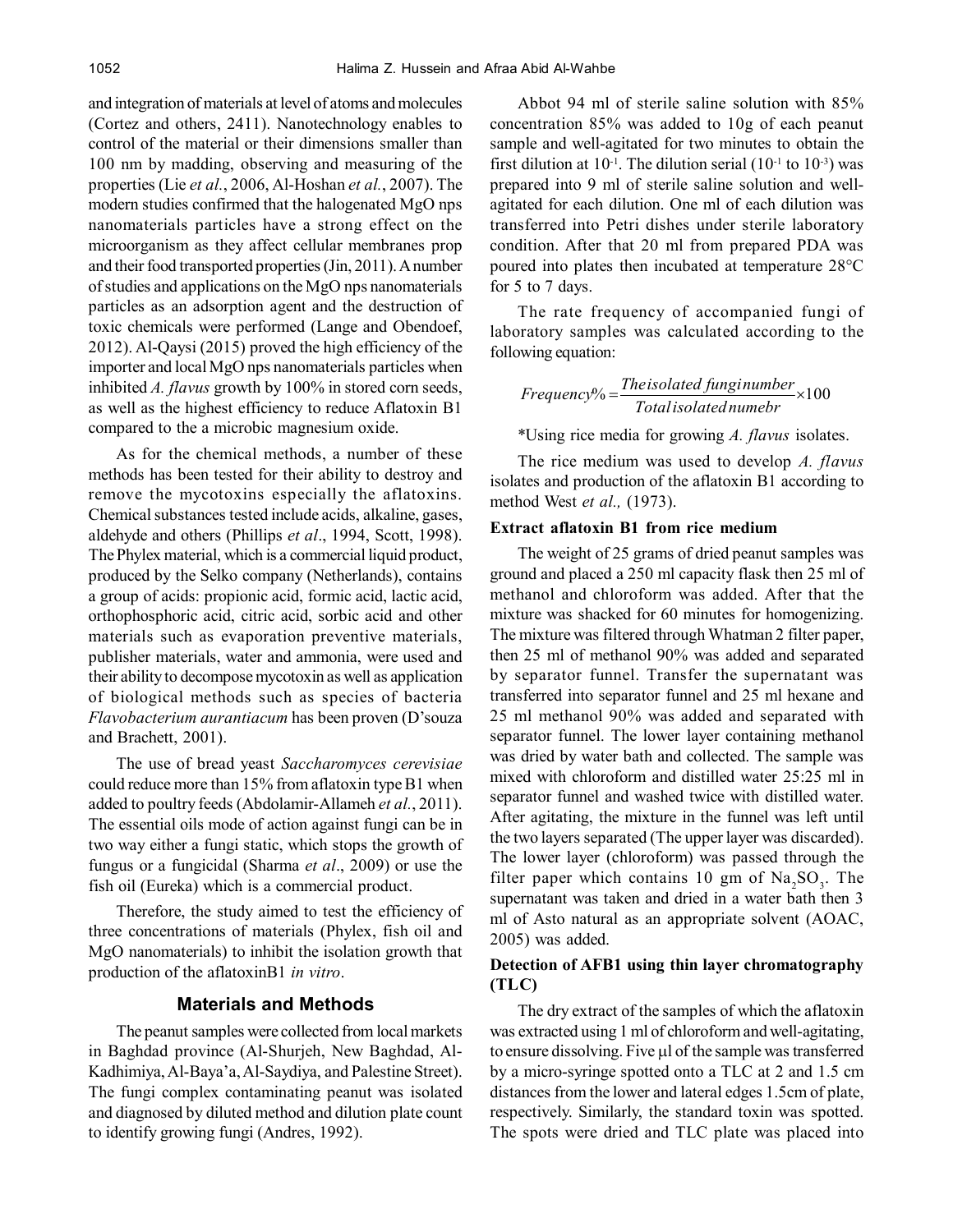and integration of materials at level of atoms and molecules (Cortez and others, 2411). Nanotechnology enables to control of the material or their dimensions smaller than 100 nm by madding, observing and measuring of the properties (Lie *et al.*, 2006, Al-Hoshan *et al.*, 2007). The modern studies confirmed that the halogenated MgO nps nanomaterials particles have a strong effect on the microorganism as they affect cellular membranes prop and their food transported properties (Jin, 2011). A number of studies and applications on the MgO nps nanomaterials particles as an adsorption agent and the destruction of toxic chemicals were performed (Lange and Obendoef, 2012). Al-Qaysi (2015) proved the high efficiency of the importer and local MgO nps nanomaterials particles when inhibited *A. flavus* growth by 100% in stored corn seeds, as well as the highest efficiency to reduce Aflatoxin B1 compared to the a microbic magnesium oxide.

As for the chemical methods, a number of these methods has been tested for their ability to destroy and remove the mycotoxins especially the aflatoxins. Chemical substances tested include acids, alkaline, gases, aldehyde and others (Phillips *et al*., 1994, Scott, 1998). The Phylex material, which is a commercial liquid product, produced by the Selko company (Netherlands), contains a group of acids: propionic acid, formic acid, lactic acid, orthophosphoric acid, citric acid, sorbic acid and other materials such as evaporation preventive materials, publisher materials, water and ammonia, were used and their ability to decompose mycotoxin as well as application of biological methods such as species of bacteria *Flavobacterium aurantiacum* has been proven (D'souza and Brachett, 2001).

The use of bread yeast *Saccharomyces cerevisiae* could reduce more than 15% from aflatoxin type B1 when added to poultry feeds (Abdolamir-Allameh *et al.*, 2011). The essential oils mode of action against fungi can be in two way either a fungi static, which stops the growth of fungus or a fungicidal (Sharma *et al*., 2009) or use the fish oil (Eureka) which is a commercial product.

Therefore, the study aimed to test the efficiency of three concentrations of materials (Phylex, fish oil and MgO nanomaterials) to inhibit the isolation growth that production of the aflatoxinB1 *in vitro*.

## Materials and Methods

The peanut samples were collected from local markets in Baghdad province (Al-Shurjeh, New Baghdad, Al-Kadhimiya, Al-Baya'a, Al-Saydiya, and Palestine Street). The fungi complex contaminating peanut was isolated and diagnosed by diluted method and dilution plate count to identify growing fungi (Andres, 1992).

Abbot 94 ml of sterile saline solution with 85% concentration 85% was added to 10g of each peanut sample and well-agitated for two minutes to obtain the first dilution at $10^{-1}$. The dilution serial ($10^{-1}$ to $10^{-3}$) was prepared into 9 ml of sterile saline solution and well-agitated for each dilution. One ml of each dilution was transferred into Petri dishes under sterile laboratory condition. After that 20 ml from prepared PDA was poured into plates then incubated at temperature 28°C for 5 to 7 days.

The rate frequency of accompanied fungi of laboratory samples was calculated according to the following equation:

$$Frequency\% = \frac{The\, isolated\, fungi\, number}{Total\, isolated\, numebr} \times 100$$

*Using rice media for growing *A. flavus* isolates.

The rice medium was used to develop *A. flavus* isolates and production of the aflatoxin B1 according to method West *et al.,* (1973).

### Extract aflatoxin B1 from rice medium

The weight of 25 grams of dried peanut samples was ground and placed a 250 ml capacity flask then 25 ml of methanol and chloroform was added. After that the mixture was shacked for 60 minutes for homogenizing. The mixture was filtered through Whatman 2 filter paper, then 25 ml of methanol 90% was added and separated by separator funnel. Transfer the supernatant was transferred into separator funnel and 25 ml hexane and 25 ml methanol 90% was added and separated with separator funnel. The lower layer containing methanol was dried by water bath and collected. The sample was mixed with chloroform and distilled water 25:25 ml in separator funnel and washed twice with distilled water. After agitating, the mixture in the funnel was left until the two layers separated (The upper layer was discarded). The lower layer (chloroform) was passed through the filter paper which contains 10 gm of $Na_2SO_3$. The supernatant was taken and dried in a water bath then 3 ml of Asto natural as an appropriate solvent (AOAC, 2005) was added.

### Detection of AFB1 using thin layer chromatography (TLC)

The dry extract of the samples of which the aflatoxin was extracted using 1 ml of chloroform and well-agitating, to ensure dissolving. Five µl of the sample was transferred by a micro-syringe spotted onto a TLC at 2 and 1.5 cm distances from the lower and lateral edges 1.5cm of plate, respectively. Similarly, the standard toxin was spotted. The spots were dried and TLC plate was placed into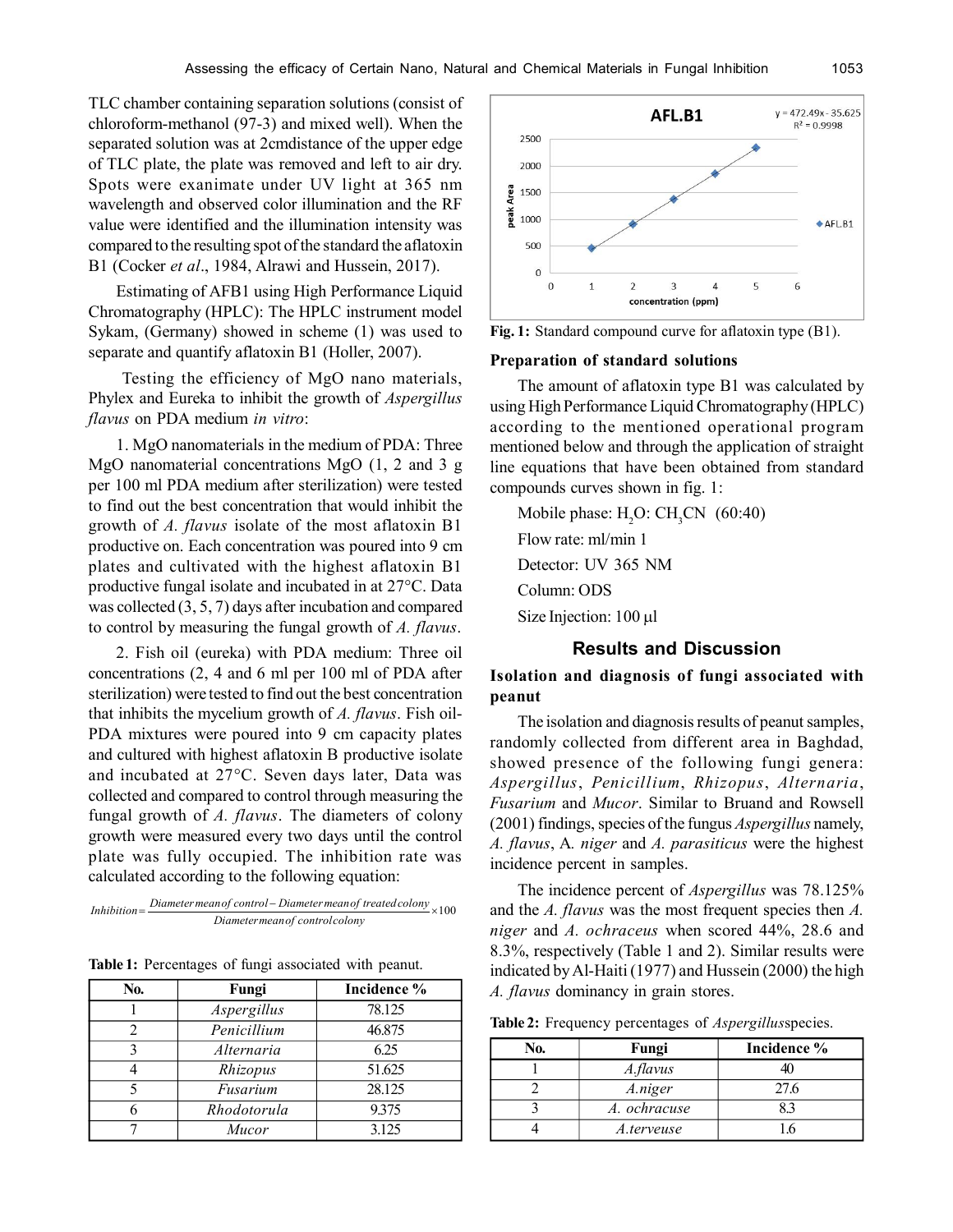TLC chamber containing separation solutions (consist of chloroform-methanol (97-3) and mixed well). When the separated solution was at 2cmdistance of the upper edge of TLC plate, the plate was removed and left to air dry. Spots were exanimate under UV light at 365 nm wavelength and observed color illumination and the RF value were identified and the illumination intensity was compared to the resulting spot of the standard the aflatoxin B1 (Cocker *et al*., 1984, Alrawi and Hussein, 2017).

Estimating of AFB1 using High Performance Liquid Chromatography (HPLC): The HPLC instrument model Sykam, (Germany) showed in scheme (1) was used to separate and quantify aflatoxin B1 (Holler, 2007).

Testing the efficiency of MgO nano materials, Phylex and Eureka to inhibit the growth of *Aspergillus flavus* on PDA medium *in vitro*:

1. MgO nanomaterials in the medium of PDA: Three MgO nanomaterial concentrations MgO (1, 2 and 3 g per 100 ml PDA medium after sterilization) were tested to find out the best concentration that would inhibit the growth of *A. flavus* isolate of the most aflatoxin B1 productive on. Each concentration was poured into 9 cm plates and cultivated with the highest aflatoxin B1 productive fungal isolate and incubated in at 27°C. Data was collected (3, 5, 7) days after incubation and compared to control by measuring the fungal growth of *A. flavus*.

2. Fish oil (eureka) with PDA medium: Three oil concentrations (2, 4 and 6 ml per 100 ml of PDA after sterilization) were tested to find out the best concentration that inhibits the mycelium growth of *A. flavus*. Fish oil-PDA mixtures were poured into 9 cm capacity plates and cultured with highest aflatoxin B productive isolate and incubated at 27°C. Seven days later, Data was collected and compared to control through measuring the fungal growth of *A. flavus*. The diameters of colony growth were measured every two days until the control plate was fully occupied. The inhibition rate was calculated according to the following equation:

$$Inhibition = \frac{\text{Diameter mean of control} - \text{Diameter mean of treated colony}}{\text{Diameter mean of control colony}} \times 100$$

**Table 1:** Percentages of fungi associated with peanut.

| No. | Fungi | Incidence % |
|---|---|---|
| 1 | *Aspergillus* | 78.125 |
| 2 | *Penicillium* | 46.875 |
| 3 | *Alternaria* | 6.25 |
| 4 | *Rhizopus* | 51.625 |
| 5 | *Fusarium* | 28.125 |
| 6 | *Rhodotorula* | 9.375 |
| 7 | *Mucor* | 3.125 |

AFL.B1 — y = 472.49x - 35.625, $R^2$ = 0.9998

**Fig. 1:** Standard compound curve for aflatoxin type (B1).

### Preparation of standard solutions

The amount of aflatoxin type B1 was calculated by using High Performance Liquid Chromatography (HPLC) according to the mentioned operational program mentioned below and through the application of straight line equations that have been obtained from standard compounds curves shown in fig. 1:

Mobile phase: $H_2O$: $CH_3CN$ (60:40)

Flow rate: ml/min 1

Detector: UV 365 NM

Column: ODS

Size Injection: 100 µl

## Results and Discussion

### Isolation and diagnosis of fungi associated with peanut

The isolation and diagnosis results of peanut samples, randomly collected from different area in Baghdad, showed presence of the following fungi genera: *Aspergillus*, *Penicillium*, *Rhizopus*, *Alternaria*, *Fusarium* and *Mucor*. Similar to Bruand and Rowsell (2001) findings, species of the fungus *Aspergillus* namely, *A. flavus*, A. *niger* and *A. parasiticus* were the highest incidence percent in samples.

The incidence percent of *Aspergillus* was 78.125% and the *A. flavus* was the most frequent species then *A. niger* and *A. ochraceus* when scored 44%, 28.6 and 8.3%, respectively (Table 1 and 2). Similar results were indicated by Al-Haiti (1977) and Hussein (2000) the high *A. flavus* dominancy in grain stores.

**Table 2:** Frequency percentages of *Aspergillus* species.

| No. | Fungi | Incidence % |
|---|---|---|
| 1 | *A.flavus* | 40 |
| 2 | *A.niger* | 27.6 |
| 3 | *A. ochracuse* | 8.3 |
| 4 | *A.terveuse* | 1.6 |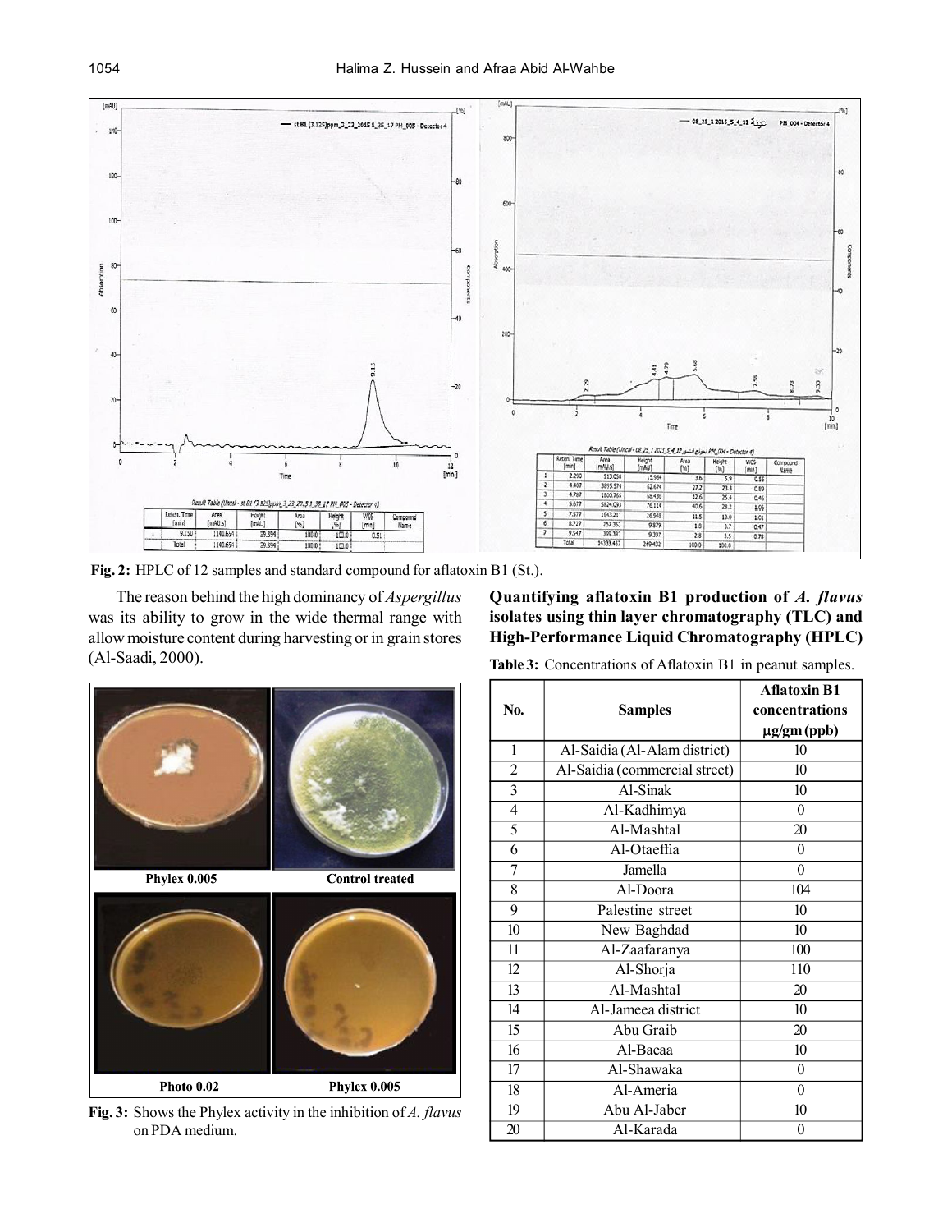Fig. 2: HPLC of 12 samples and standard compound for aflatoxin B1 (St.).

The reason behind the high dominancy of *Aspergillus* was its ability to grow in the wide thermal range with allow moisture content during harvesting or in grain stores (Al-Saadi, 2000).

Fig. 3: Shows the Phylex activity in the inhibition of *A. flavus* on PDA medium.

### Quantifying aflatoxin B1 production of *A. flavus* isolates using thin layer chromatography (TLC) and High-Performance Liquid Chromatography (HPLC)

**Table 3:** Concentrations of Aflatoxin B1 in peanut samples.

| No. | Samples | Aflatoxin B1 concentrations μg/gm (ppb) |
|---|---|---|
| 1 | Al-Saidia (Al-Alam district) | 10 |
| 2 | Al-Saidia (commercial street) | 10 |
| 3 | Al-Sinak | 10 |
| 4 | Al-Kadhimya | 0 |
| 5 | Al-Mashtal | 20 |
| 6 | Al-Otaeffia | 0 |
| 7 | Jamella | 0 |
| 8 | Al-Doora | 104 |
| 9 | Palestine street | 10 |
| 10 | New Baghdad | 10 |
| 11 | Al-Zaafaranya | 100 |
| 12 | Al-Shorja | 110 |
| 13 | Al-Mashtal | 20 |
| 14 | Al-Jameea district | 10 |
| 15 | Abu Graib | 20 |
| 16 | Al-Baeaa | 10 |
| 17 | Al-Shawaka | 0 |
| 18 | Al-Ameria | 0 |
| 19 | Abu Al-Jaber | 10 |
| 20 | Al-Karada | 0 |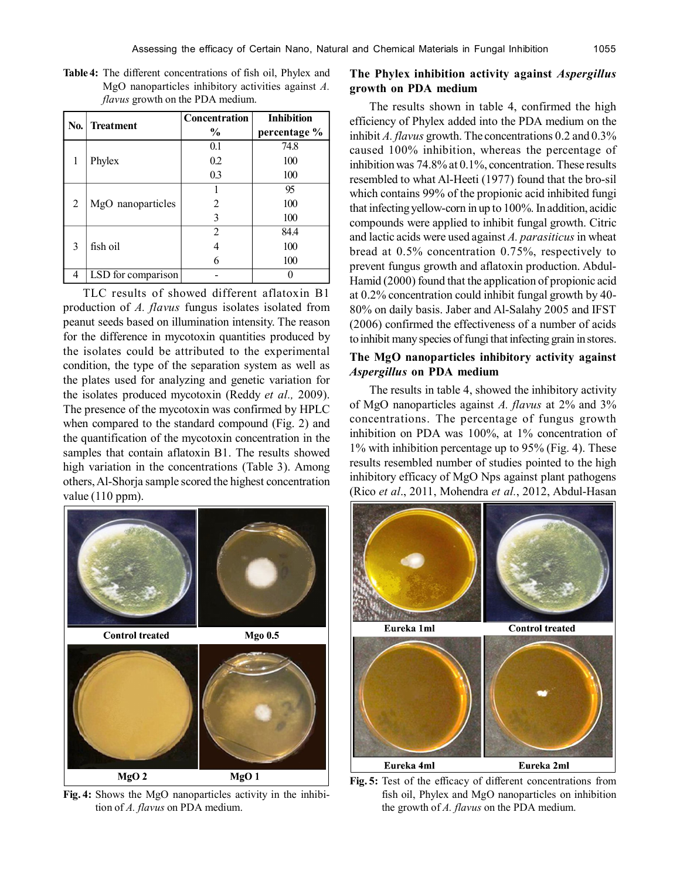**Table 4:** The different concentrations of fish oil, Phylex and MgO nanoparticles inhibitory activities against *A. flavus* growth on the PDA medium.

| No. | Treatment | Concentration % | Inhibition percentage % |
|---|---|---|---|
| 1 | Phylex | 0.1 | 74.8 |
| | | 0.2 | 100 |
| | | 0.3 | 100 |
| 2 | MgO nanoparticles | 1 | 95 |
| | | 2 | 100 |
| | | 3 | 100 |
| 3 | fish oil | 2 | 84.4 |
| | | 4 | 100 |
| | | 6 | 100 |
| 4 | LSD for comparison | - | 0 |

TLC results of showed different aflatoxin B1 production of *A. flavus* fungus isolates isolated from peanut seeds based on illumination intensity. The reason for the difference in mycotoxin quantities produced by the isolates could be attributed to the experimental condition, the type of the separation system as well as the plates used for analyzing and genetic variation for the isolates produced mycotoxin (Reddy *et al.,* 2009). The presence of the mycotoxin was confirmed by HPLC when compared to the standard compound (Fig. 2) and the quantification of the mycotoxin concentration in the samples that contain aflatoxin B1. The results showed high variation in the concentrations (Table 3). Among others, Al-Shorja sample scored the highest concentration value (110 ppm).

Control treated | Mgo 0.5 | MgO 2 | MgO 1

**Fig. 4:** Shows the MgO nanoparticles activity in the inhibition of *A. flavus* on PDA medium.

## The Phylex inhibition activity against *Aspergillus* growth on PDA medium

The results shown in table 4, confirmed the high efficiency of Phylex added into the PDA medium on the inhibit *A. flavus* growth. The concentrations 0.2 and 0.3% caused 100% inhibition, whereas the percentage of inhibition was 74.8% at 0.1%, concentration. These results resembled to what Al-Heeti (1977) found that the bro-sil which contains 99% of the propionic acid inhibited fungi that infecting yellow-corn in up to 100%. In addition, acidic compounds were applied to inhibit fungal growth. Citric and lactic acids were used against *A. parasiticus* in wheat bread at 0.5% concentration 0.75%, respectively to prevent fungus growth and aflatoxin production. Abdul-Hamid (2000) found that the application of propionic acid at 0.2% concentration could inhibit fungal growth by 40-80% on daily basis. Jaber and Al-Salahy 2005 and IFST (2006) confirmed the effectiveness of a number of acids to inhibit many species of fungi that infecting grain in stores.

## The MgO nanoparticles inhibitory activity against *Aspergillus* on PDA medium

The results in table 4, showed the inhibitory activity of MgO nanoparticles against *A. flavus* at 2% and 3% concentrations. The percentage of fungus growth inhibition on PDA was 100%, at 1% concentration of 1% with inhibition percentage up to 95% (Fig. 4). These results resembled number of studies pointed to the high inhibitory efficacy of MgO Nps against plant pathogens (Rico *et al*., 2011, Mohendra *et al.*, 2012, Abdul-Hasan

Eureka 1ml | Control treated | Eureka 4ml | Eureka 2ml

**Fig. 5:** Test of the efficacy of different concentrations from fish oil, Phylex and MgO nanoparticles on inhibition the growth of *A. flavus* on the PDA medium.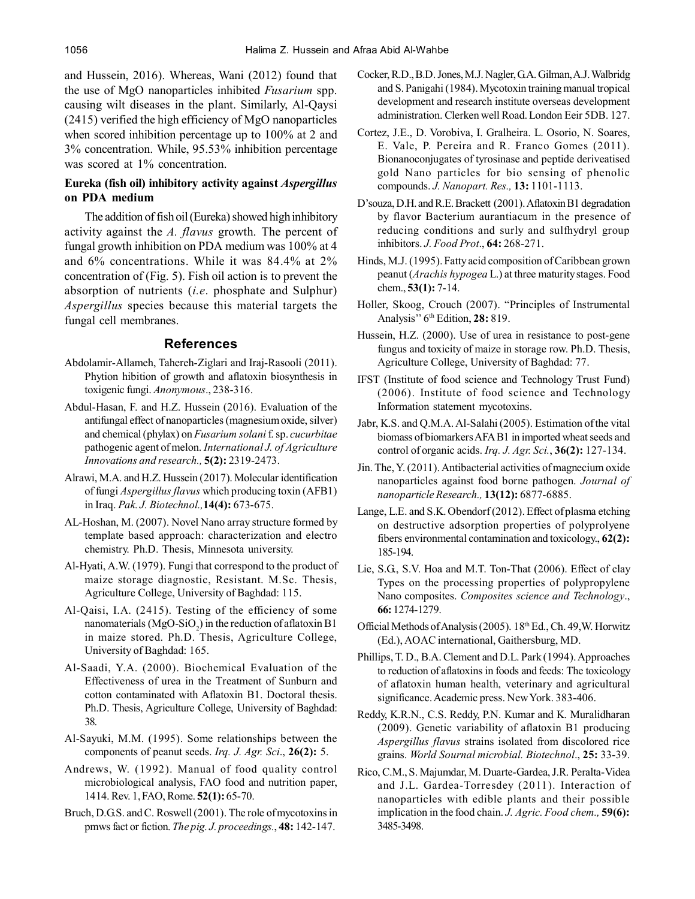and Hussein, 2016). Whereas, Wani (2012) found that the use of MgO nanoparticles inhibited *Fusarium* spp. causing wilt diseases in the plant. Similarly, Al-Qaysi (2415) verified the high efficiency of MgO nanoparticles when scored inhibition percentage up to 100% at 2 and 3% concentration. While, 95.53% inhibition percentage was scored at 1% concentration.

### Eureka (fish oil) inhibitory activity against *Aspergillus* on PDA medium

The addition of fish oil (Eureka) showed high inhibitory activity against the *A. flavus* growth. The percent of fungal growth inhibition on PDA medium was 100% at 4 and 6% concentrations. While it was 84.4% at 2% concentration of (Fig. 5). Fish oil action is to prevent the absorption of nutrients (*i.e*. phosphate and Sulphur) *Aspergillus* species because this material targets the fungal cell membranes.

## References

Abdolamir-Allameh, Tahereh-Ziglari and Iraj-Rasooli (2011). Phytion hibition of growth and aflatoxin biosynthesis in toxigenic fungi. *Anonymous*., 238-316.

Abdul-Hasan, F. and H.Z. Hussein (2016). Evaluation of the antifungal effect of nanoparticles (magnesium oxide, silver) and chemical (phylax) on *Fusarium solani* f. sp. *cucurbitae* pathogenic agent of melon. *International J. of Agriculture Innovations and research.,* **5(2):** 2319-2473.

Alrawi, M.A. and H.Z. Hussein (2017). Molecular identification of fungi *Aspergillus flavus* which producing toxin (AFB1) in Iraq. *Pak. J. Biotechnol.,***14(4):** 673-675.

AL-Hoshan, M. (2007). Novel Nano array structure formed by template based approach: characterization and electro chemistry. Ph.D. Thesis, Minnesota university.

Al-Hyati, A.W. (1979). Fungi that correspond to the product of maize storage diagnostic, Resistant. M.Sc. Thesis, Agriculture College, University of Baghdad: 115.

Al-Qaisi, I.A. (2415). Testing of the efficiency of some nanomaterials ($MgO$-$SiO_2$) in the reduction of aflatoxin B1 in maize stored. Ph.D. Thesis, Agriculture College, University of Baghdad: 165.

Al-Saadi, Y.A. (2000). Biochemical Evaluation of the Effectiveness of urea in the Treatment of Sunburn and cotton contaminated with Aflatoxin B1. Doctoral thesis. Ph.D. Thesis, Agriculture College, University of Baghdad: 38.

Al-Sayuki, M.M. (1995). Some relationships between the components of peanut seeds. *Irq. J. Agr. Sci*., **26(2):** 5.

Andrews, W. (1992). Manual of food quality control microbiological analysis, FAO food and nutrition paper, 1414. Rev. 1, FAO, Rome. **52(1):** 65-70.

Bruch, D.G.S. and C. Roswell (2001). The role of mycotoxins in pmws fact or fiction. *The pig. J. proceedings*., **48:** 142-147.

Cocker, R.D., B.D. Jones, M.J. Nagler, G.A. Gilman, A.J. Walbridg and S. Panigahi (1984). Mycotoxin training manual tropical development and research institute overseas development administration. Clerken well Road. London Eeir 5DB. 127.

Cortez, J.E., D. Vorobiva, I. Gralheira. L. Osorio, N. Soares, E. Vale, P. Pereira and R. Franco Gomes (2011). Bionanoconjugates of tyrosinase and peptide deriveatised gold Nano particles for bio sensing of phenolic compounds. *J. Nanopart. Res.,* **13:** 1101-1113.

D'souza, D.H. and R.E. Brackett (2001). Aflatoxin B1 degradation by flavor Bacterium aurantiacum in the presence of reducing conditions and surly and sulfhydryl group inhibitors. *J. Food Prot*., **64:** 268-271.

Hinds, M.J. (1995). Fatty acid composition of Caribbean grown peanut (*Arachis hypogea* L.) at three maturity stages. Food chem., **53(1):** 7-14.

Holler, Skoog, Crouch (2007). "Principles of Instrumental Analysis" 6th Edition, **28:** 819.

Hussein, H.Z. (2000). Use of urea in resistance to post-gene fungus and toxicity of maize in storage row. Ph.D. Thesis, Agriculture College, University of Baghdad: 77.

IFST (Institute of food science and Technology Trust Fund) (2006). Institute of food science and Technology Information statement mycotoxins.

Jabr, K.S. and Q.M.A. Al-Salahi (2005). Estimation of the vital biomass of biomarkers AFA B1 in imported wheat seeds and control of organic acids. *Irq. J. Agr. Sci.*, **36(2):** 127-134.

Jin. The, Y. (2011). Antibacterial activities of magnecium oxide nanoparticles against food borne pathogen. *Journal of nanoparticle Research.,* **13(12):** 6877-6885.

Lange, L.E. and S.K. Obendorf (2012). Effect of plasma etching on destructive adsorption properties of polyprolyene fibers environmental contamination and toxicology., **62(2):** 185-194.

Lie, S.G., S.V. Hoa and M.T. Ton-That (2006). Effect of clay Types on the processing properties of polypropylene Nano composites. *Composites science and Technology*., **66:** 1274-1279.

Official Methods of Analysis (2005). 18th Ed., Ch. 49, W. Horwitz (Ed.), AOAC international, Gaithersburg, MD.

Phillips, T. D., B.A. Clement and D.L. Park (1994). Approaches to reduction of aflatoxins in foods and feeds: The toxicology of aflatoxin human health, veterinary and agricultural significance. Academic press. New York. 383-406.

Reddy, K.R.N., C.S. Reddy, P.N. Kumar and K. Muralidharan (2009). Genetic variability of aflatoxin B1 producing *Aspergillus flavus* strains isolated from discolored rice grains. *World Sournal microbial. Biotechnol*., **25:** 33-39.

Rico, C.M., S. Majumdar, M. Duarte-Gardea, J.R. Peralta-Videa and J.L. Gardea-Torresdey (2011). Interaction of nanoparticles with edible plants and their possible implication in the food chain. *J. Agric. Food chem.,* **59(6):** 3485-3498.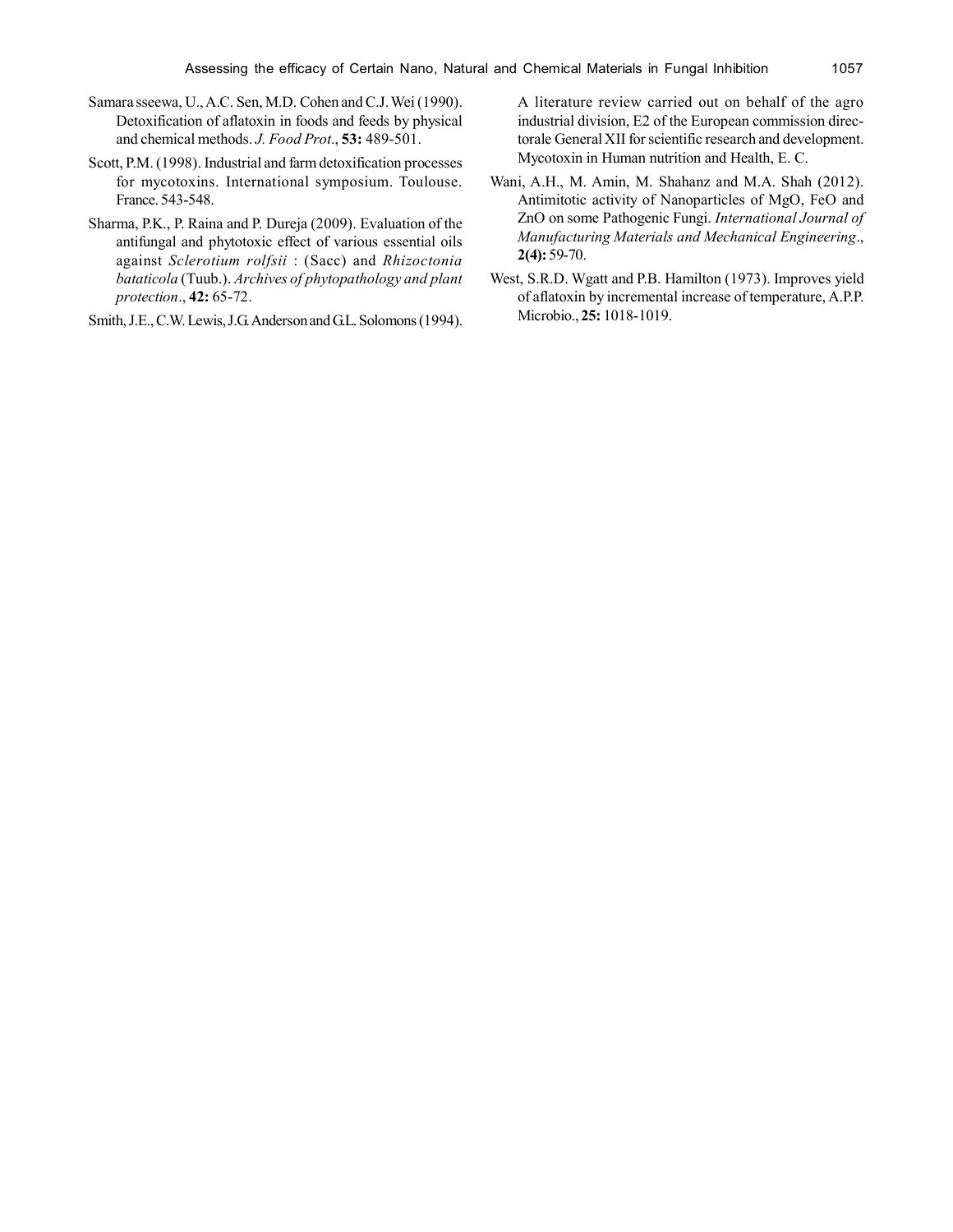Samara sseewa, U., A.C. Sen, M.D. Cohen and C.J. Wei (1990). Detoxification of aflatoxin in foods and feeds by physical and chemical methods. *J. Food Prot*., **53:** 489-501.

Scott, P.M. (1998). Industrial and farm detoxification processes for mycotoxins. International symposium. Toulouse. France. 543-548.

Sharma, P.K., P. Raina and P. Dureja (2009). Evaluation of the antifungal and phytotoxic effect of various essential oils against *Sclerotium rolfsii* : (Sacc) and *Rhizoctonia bataticola* (Tuub.). *Archives of phytopathology and plant protection*., **42:** 65-72.

Smith, J.E., C.W. Lewis, J.G. Anderson and G.L. Solomons (1994). A literature review carried out on behalf of the agro industrial division, E2 of the European commission directorale General XII for scientific research and development. Mycotoxin in Human nutrition and Health, E. C.

Wani, A.H., M. Amin, M. Shahanz and M.A. Shah (2012). Antimitotic activity of Nanoparticles of MgO, FeO and ZnO on some Pathogenic Fungi. *International Journal of Manufacturing Materials and Mechanical Engineering*., **2(4):** 59-70.

West, S.R.D. Wgatt and P.B. Hamilton (1973). Improves yield of aflatoxin by incremental increase of temperature, A.P.P. Microbio., **25:** 1018-1019.